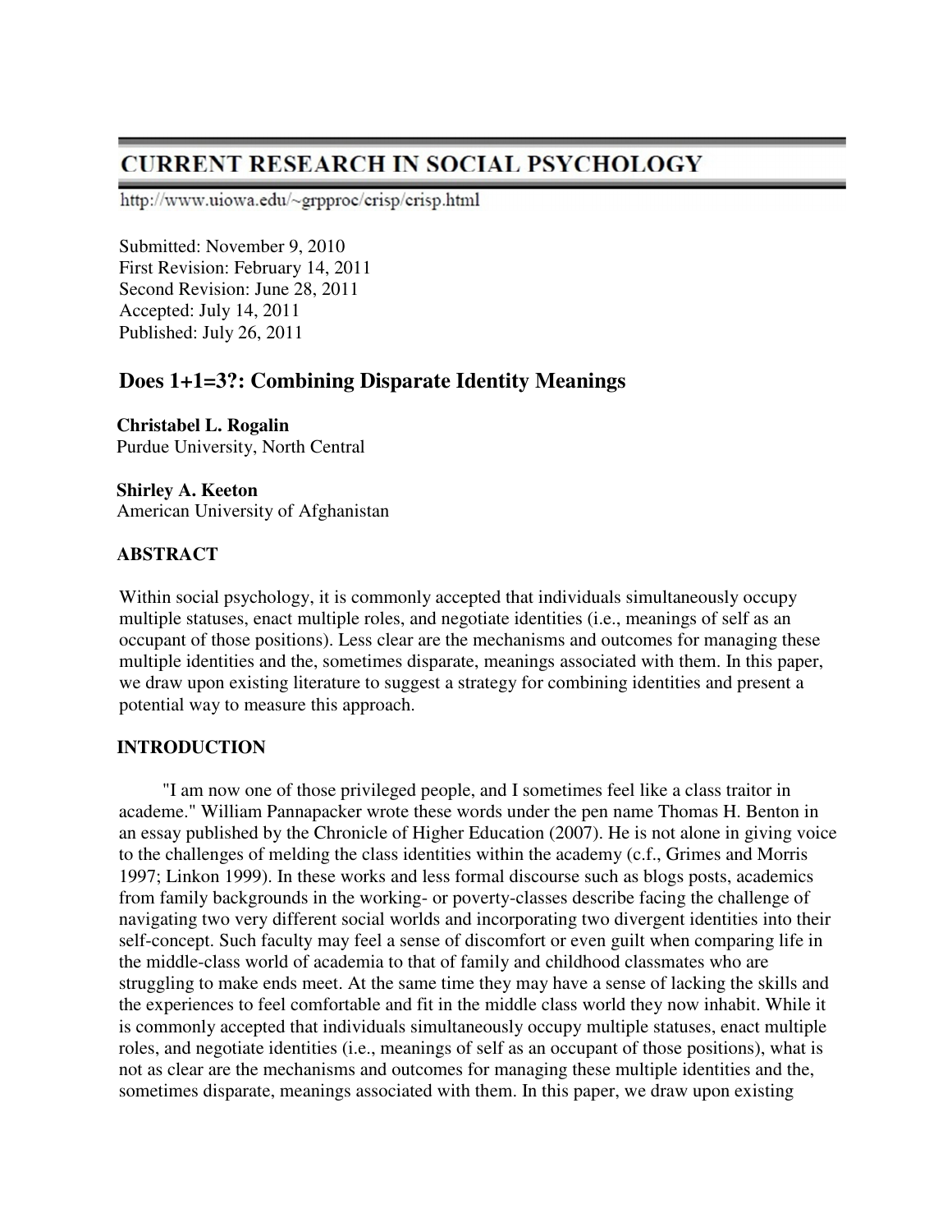# CURRENT RESEARCH IN SOCIAL PSYCHOLOGY

http://www.uiowa.edu/~grpproc/crisp/crisp.html

Submitted: November 9, 2010
First Revision: February 14, 2011
Second Revision: June 28, 2011
Accepted: July 14, 2011
Published: July 26, 2011

## Does 1+1=3?: Combining Disparate Identity Meanings

**Christabel L. Rogalin**
Purdue University, North Central

**Shirley A. Keeton**
American University of Afghanistan

### ABSTRACT

Within social psychology, it is commonly accepted that individuals simultaneously occupy multiple statuses, enact multiple roles, and negotiate identities (i.e., meanings of self as an occupant of those positions). Less clear are the mechanisms and outcomes for managing these multiple identities and the, sometimes disparate, meanings associated with them. In this paper, we draw upon existing literature to suggest a strategy for combining identities and present a potential way to measure this approach.

### INTRODUCTION

"I am now one of those privileged people, and I sometimes feel like a class traitor in academe." William Pannapacker wrote these words under the pen name Thomas H. Benton in an essay published by the Chronicle of Higher Education (2007). He is not alone in giving voice to the challenges of melding the class identities within the academy (c.f., Grimes and Morris 1997; Linkon 1999). In these works and less formal discourse such as blogs posts, academics from family backgrounds in the working- or poverty-classes describe facing the challenge of navigating two very different social worlds and incorporating two divergent identities into their self-concept. Such faculty may feel a sense of discomfort or even guilt when comparing life in the middle-class world of academia to that of family and childhood classmates who are struggling to make ends meet. At the same time they may have a sense of lacking the skills and the experiences to feel comfortable and fit in the middle class world they now inhabit. While it is commonly accepted that individuals simultaneously occupy multiple statuses, enact multiple roles, and negotiate identities (i.e., meanings of self as an occupant of those positions), what is not as clear are the mechanisms and outcomes for managing these multiple identities and the, sometimes disparate, meanings associated with them. In this paper, we draw upon existing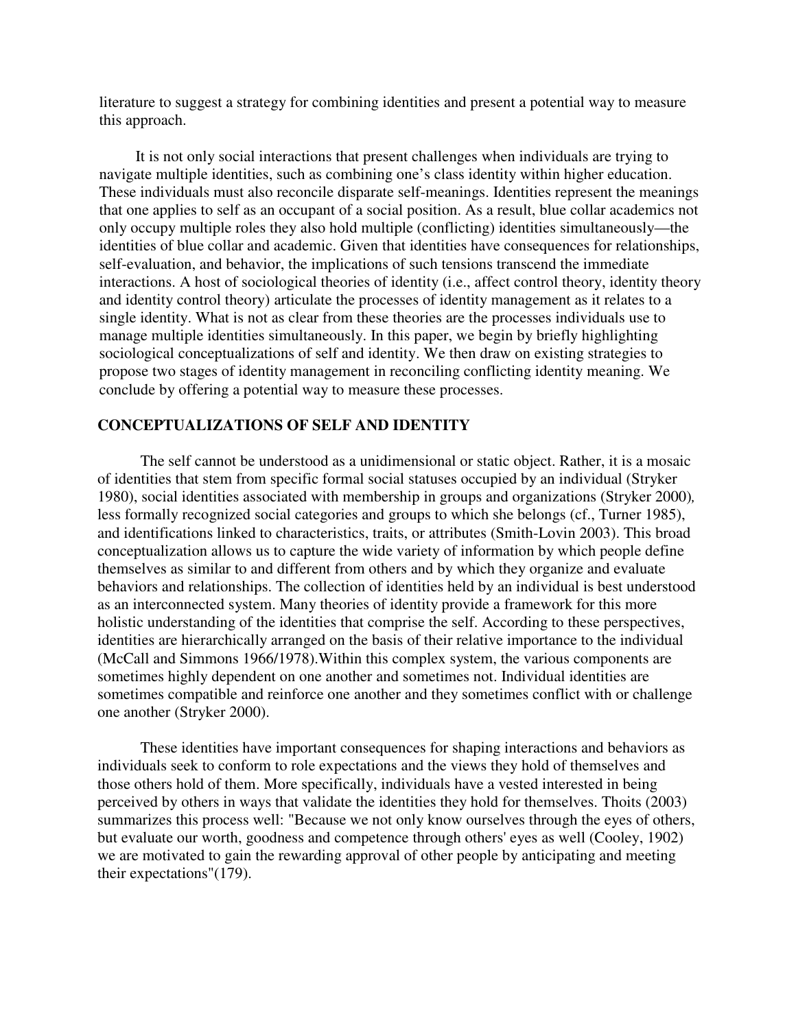literature to suggest a strategy for combining identities and present a potential way to measure this approach.

It is not only social interactions that present challenges when individuals are trying to navigate multiple identities, such as combining one's class identity within higher education. These individuals must also reconcile disparate self-meanings. Identities represent the meanings that one applies to self as an occupant of a social position. As a result, blue collar academics not only occupy multiple roles they also hold multiple (conflicting) identities simultaneously—the identities of blue collar and academic. Given that identities have consequences for relationships, self-evaluation, and behavior, the implications of such tensions transcend the immediate interactions. A host of sociological theories of identity (i.e., affect control theory, identity theory and identity control theory) articulate the processes of identity management as it relates to a single identity. What is not as clear from these theories are the processes individuals use to manage multiple identities simultaneously. In this paper, we begin by briefly highlighting sociological conceptualizations of self and identity. We then draw on existing strategies to propose two stages of identity management in reconciling conflicting identity meaning. We conclude by offering a potential way to measure these processes.

## CONCEPTUALIZATIONS OF SELF AND IDENTITY

The self cannot be understood as a unidimensional or static object. Rather, it is a mosaic of identities that stem from specific formal social statuses occupied by an individual (Stryker 1980), social identities associated with membership in groups and organizations (Stryker 2000), less formally recognized social categories and groups to which she belongs (cf., Turner 1985), and identifications linked to characteristics, traits, or attributes (Smith-Lovin 2003). This broad conceptualization allows us to capture the wide variety of information by which people define themselves as similar to and different from others and by which they organize and evaluate behaviors and relationships. The collection of identities held by an individual is best understood as an interconnected system. Many theories of identity provide a framework for this more holistic understanding of the identities that comprise the self. According to these perspectives, identities are hierarchically arranged on the basis of their relative importance to the individual (McCall and Simmons 1966/1978).Within this complex system, the various components are sometimes highly dependent on one another and sometimes not. Individual identities are sometimes compatible and reinforce one another and they sometimes conflict with or challenge one another (Stryker 2000).

These identities have important consequences for shaping interactions and behaviors as individuals seek to conform to role expectations and the views they hold of themselves and those others hold of them. More specifically, individuals have a vested interested in being perceived by others in ways that validate the identities they hold for themselves. Thoits (2003) summarizes this process well: "Because we not only know ourselves through the eyes of others, but evaluate our worth, goodness and competence through others' eyes as well (Cooley, 1902) we are motivated to gain the rewarding approval of other people by anticipating and meeting their expectations"(179).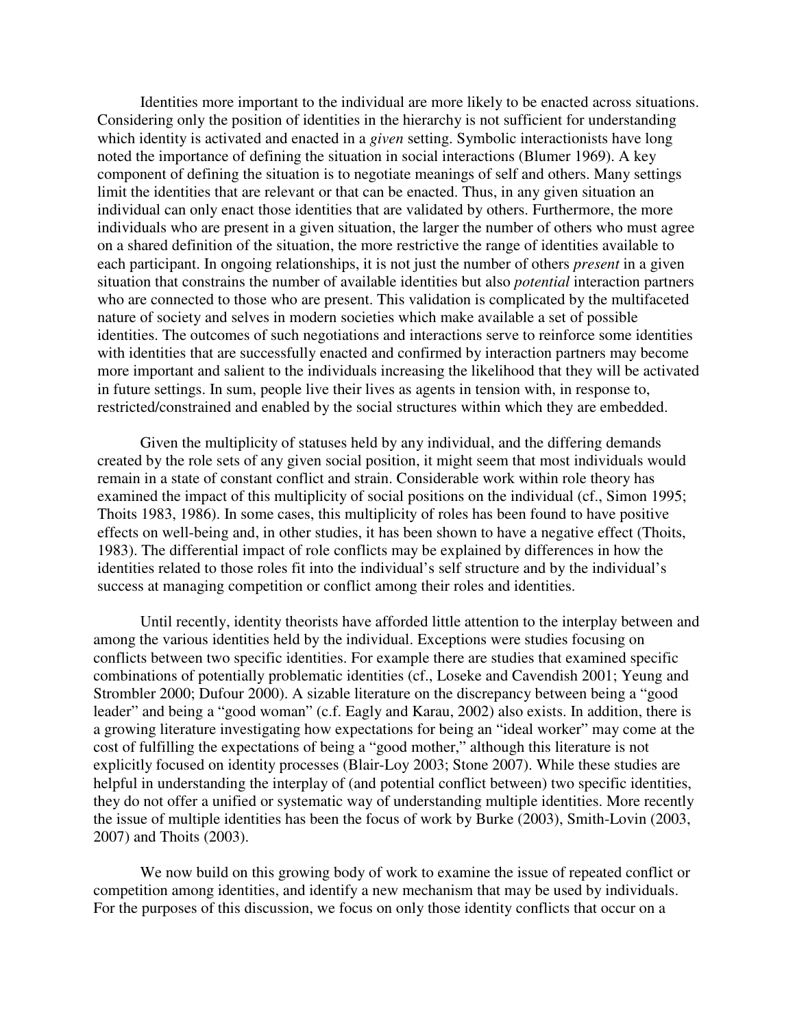Identities more important to the individual are more likely to be enacted across situations. Considering only the position of identities in the hierarchy is not sufficient for understanding which identity is activated and enacted in a *given* setting. Symbolic interactionists have long noted the importance of defining the situation in social interactions (Blumer 1969). A key component of defining the situation is to negotiate meanings of self and others. Many settings limit the identities that are relevant or that can be enacted. Thus, in any given situation an individual can only enact those identities that are validated by others. Furthermore, the more individuals who are present in a given situation, the larger the number of others who must agree on a shared definition of the situation, the more restrictive the range of identities available to each participant. In ongoing relationships, it is not just the number of others *present* in a given situation that constrains the number of available identities but also *potential* interaction partners who are connected to those who are present. This validation is complicated by the multifaceted nature of society and selves in modern societies which make available a set of possible identities. The outcomes of such negotiations and interactions serve to reinforce some identities with identities that are successfully enacted and confirmed by interaction partners may become more important and salient to the individuals increasing the likelihood that they will be activated in future settings. In sum, people live their lives as agents in tension with, in response to, restricted/constrained and enabled by the social structures within which they are embedded.

Given the multiplicity of statuses held by any individual, and the differing demands created by the role sets of any given social position, it might seem that most individuals would remain in a state of constant conflict and strain. Considerable work within role theory has examined the impact of this multiplicity of social positions on the individual (cf., Simon 1995; Thoits 1983, 1986). In some cases, this multiplicity of roles has been found to have positive effects on well-being and, in other studies, it has been shown to have a negative effect (Thoits, 1983). The differential impact of role conflicts may be explained by differences in how the identities related to those roles fit into the individual's self structure and by the individual's success at managing competition or conflict among their roles and identities.

Until recently, identity theorists have afforded little attention to the interplay between and among the various identities held by the individual. Exceptions were studies focusing on conflicts between two specific identities. For example there are studies that examined specific combinations of potentially problematic identities (cf., Loseke and Cavendish 2001; Yeung and Strombler 2000; Dufour 2000). A sizable literature on the discrepancy between being a "good leader" and being a "good woman" (c.f. Eagly and Karau, 2002) also exists. In addition, there is a growing literature investigating how expectations for being an "ideal worker" may come at the cost of fulfilling the expectations of being a "good mother," although this literature is not explicitly focused on identity processes (Blair-Loy 2003; Stone 2007). While these studies are helpful in understanding the interplay of (and potential conflict between) two specific identities, they do not offer a unified or systematic way of understanding multiple identities. More recently the issue of multiple identities has been the focus of work by Burke (2003), Smith-Lovin (2003, 2007) and Thoits (2003).

We now build on this growing body of work to examine the issue of repeated conflict or competition among identities, and identify a new mechanism that may be used by individuals. For the purposes of this discussion, we focus on only those identity conflicts that occur on a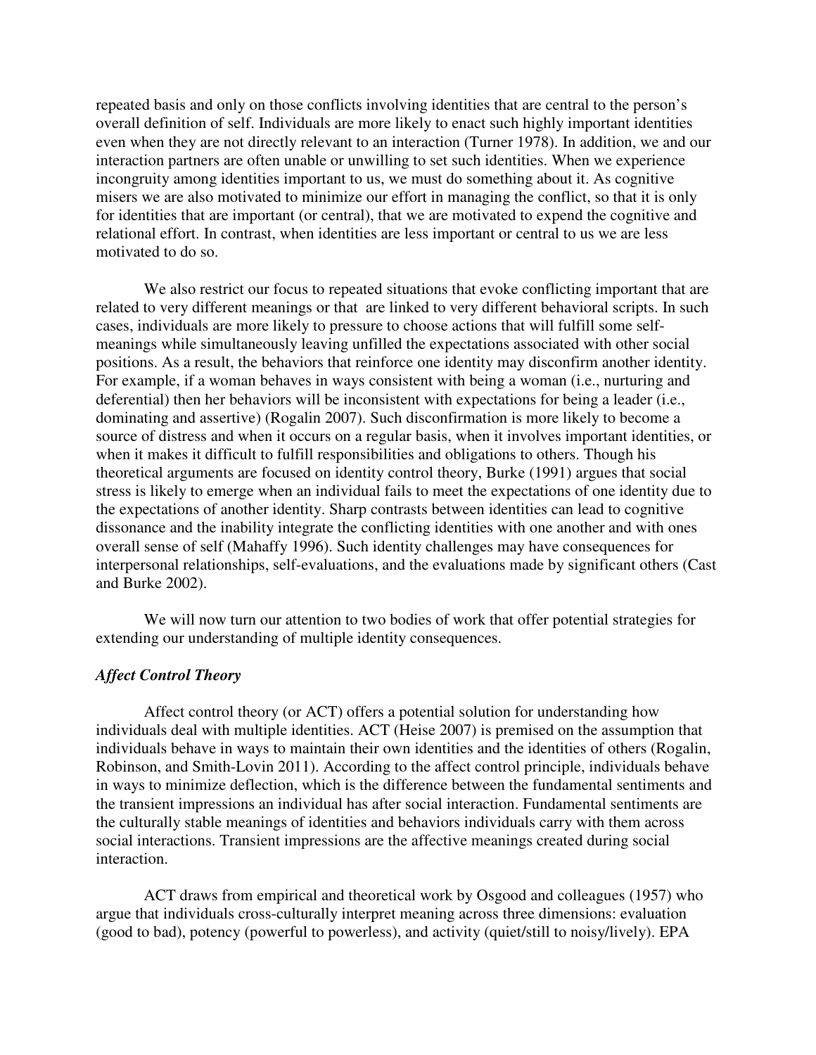repeated basis and only on those conflicts involving identities that are central to the person's overall definition of self. Individuals are more likely to enact such highly important identities even when they are not directly relevant to an interaction (Turner 1978). In addition, we and our interaction partners are often unable or unwilling to set such identities. When we experience incongruity among identities important to us, we must do something about it. As cognitive misers we are also motivated to minimize our effort in managing the conflict, so that it is only for identities that are important (or central), that we are motivated to expend the cognitive and relational effort. In contrast, when identities are less important or central to us we are less motivated to do so.

We also restrict our focus to repeated situations that evoke conflicting important that are related to very different meanings or that are linked to very different behavioral scripts. In such cases, individuals are more likely to pressure to choose actions that will fulfill some self-meanings while simultaneously leaving unfilled the expectations associated with other social positions. As a result, the behaviors that reinforce one identity may disconfirm another identity. For example, if a woman behaves in ways consistent with being a woman (i.e., nurturing and deferential) then her behaviors will be inconsistent with expectations for being a leader (i.e., dominating and assertive) (Rogalin 2007). Such disconfirmation is more likely to become a source of distress and when it occurs on a regular basis, when it involves important identities, or when it makes it difficult to fulfill responsibilities and obligations to others. Though his theoretical arguments are focused on identity control theory, Burke (1991) argues that social stress is likely to emerge when an individual fails to meet the expectations of one identity due to the expectations of another identity. Sharp contrasts between identities can lead to cognitive dissonance and the inability integrate the conflicting identities with one another and with ones overall sense of self (Mahaffy 1996). Such identity challenges may have consequences for interpersonal relationships, self-evaluations, and the evaluations made by significant others (Cast and Burke 2002).

We will now turn our attention to two bodies of work that offer potential strategies for extending our understanding of multiple identity consequences.

### *Affect Control Theory*

Affect control theory (or ACT) offers a potential solution for understanding how individuals deal with multiple identities. ACT (Heise 2007) is premised on the assumption that individuals behave in ways to maintain their own identities and the identities of others (Rogalin, Robinson, and Smith-Lovin 2011). According to the affect control principle, individuals behave in ways to minimize deflection, which is the difference between the fundamental sentiments and the transient impressions an individual has after social interaction. Fundamental sentiments are the culturally stable meanings of identities and behaviors individuals carry with them across social interactions. Transient impressions are the affective meanings created during social interaction.

ACT draws from empirical and theoretical work by Osgood and colleagues (1957) who argue that individuals cross-culturally interpret meaning across three dimensions: evaluation (good to bad), potency (powerful to powerless), and activity (quiet/still to noisy/lively). EPA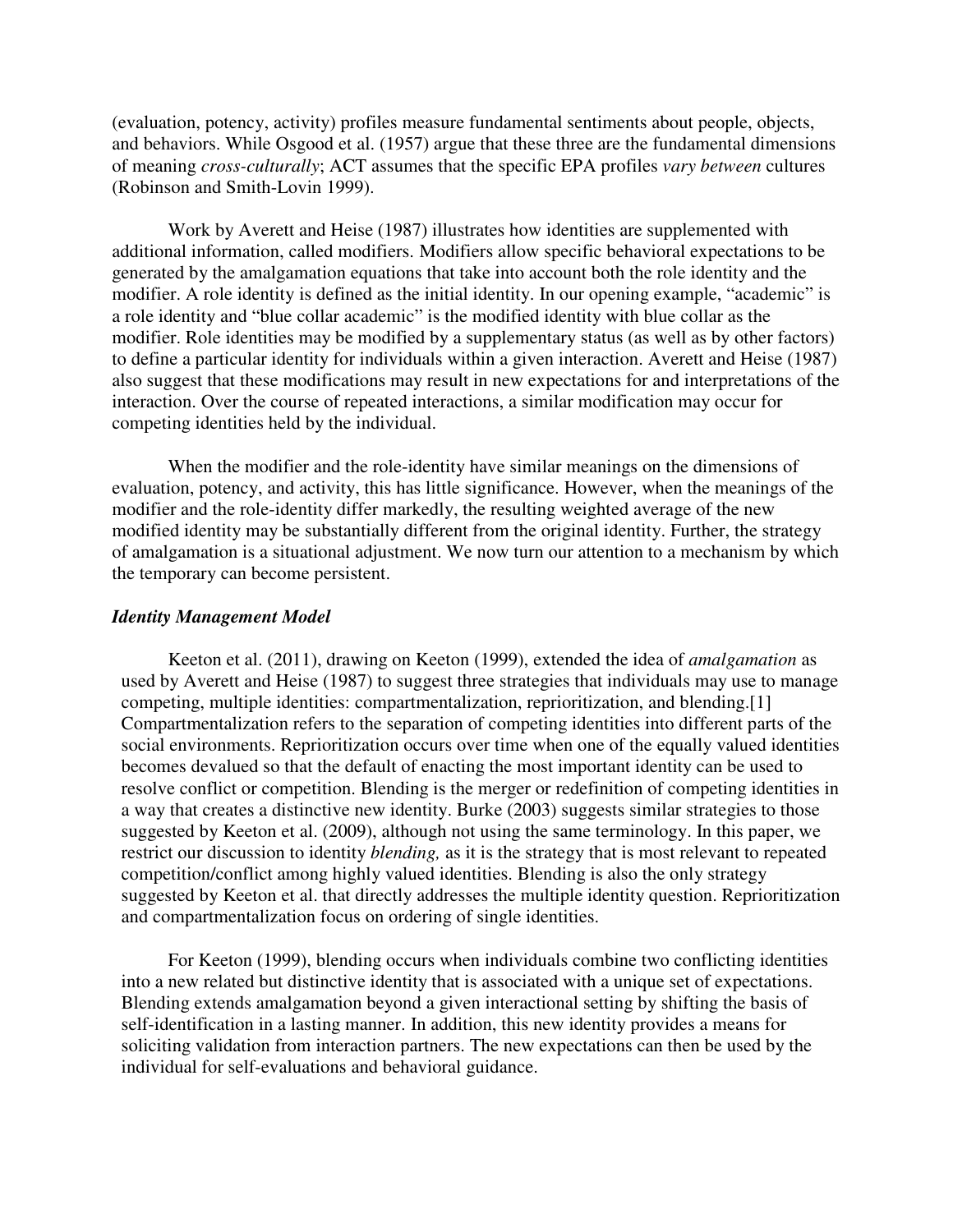(evaluation, potency, activity) profiles measure fundamental sentiments about people, objects, and behaviors. While Osgood et al. (1957) argue that these three are the fundamental dimensions of meaning *cross-culturally*; ACT assumes that the specific EPA profiles *vary between* cultures (Robinson and Smith-Lovin 1999).

Work by Averett and Heise (1987) illustrates how identities are supplemented with additional information, called modifiers. Modifiers allow specific behavioral expectations to be generated by the amalgamation equations that take into account both the role identity and the modifier. A role identity is defined as the initial identity. In our opening example, "academic" is a role identity and "blue collar academic" is the modified identity with blue collar as the modifier. Role identities may be modified by a supplementary status (as well as by other factors) to define a particular identity for individuals within a given interaction. Averett and Heise (1987) also suggest that these modifications may result in new expectations for and interpretations of the interaction. Over the course of repeated interactions, a similar modification may occur for competing identities held by the individual.

When the modifier and the role-identity have similar meanings on the dimensions of evaluation, potency, and activity, this has little significance. However, when the meanings of the modifier and the role-identity differ markedly, the resulting weighted average of the new modified identity may be substantially different from the original identity. Further, the strategy of amalgamation is a situational adjustment. We now turn our attention to a mechanism by which the temporary can become persistent.

### *Identity Management Model*

Keeton et al. (2011), drawing on Keeton (1999), extended the idea of *amalgamation* as used by Averett and Heise (1987) to suggest three strategies that individuals may use to manage competing, multiple identities: compartmentalization, reprioritization, and blending.[1] Compartmentalization refers to the separation of competing identities into different parts of the social environments. Reprioritization occurs over time when one of the equally valued identities becomes devalued so that the default of enacting the most important identity can be used to resolve conflict or competition. Blending is the merger or redefinition of competing identities in a way that creates a distinctive new identity. Burke (2003) suggests similar strategies to those suggested by Keeton et al. (2009), although not using the same terminology. In this paper, we restrict our discussion to identity *blending,* as it is the strategy that is most relevant to repeated competition/conflict among highly valued identities. Blending is also the only strategy suggested by Keeton et al. that directly addresses the multiple identity question. Reprioritization and compartmentalization focus on ordering of single identities.

For Keeton (1999), blending occurs when individuals combine two conflicting identities into a new related but distinctive identity that is associated with a unique set of expectations. Blending extends amalgamation beyond a given interactional setting by shifting the basis of self-identification in a lasting manner. In addition, this new identity provides a means for soliciting validation from interaction partners. The new expectations can then be used by the individual for self-evaluations and behavioral guidance.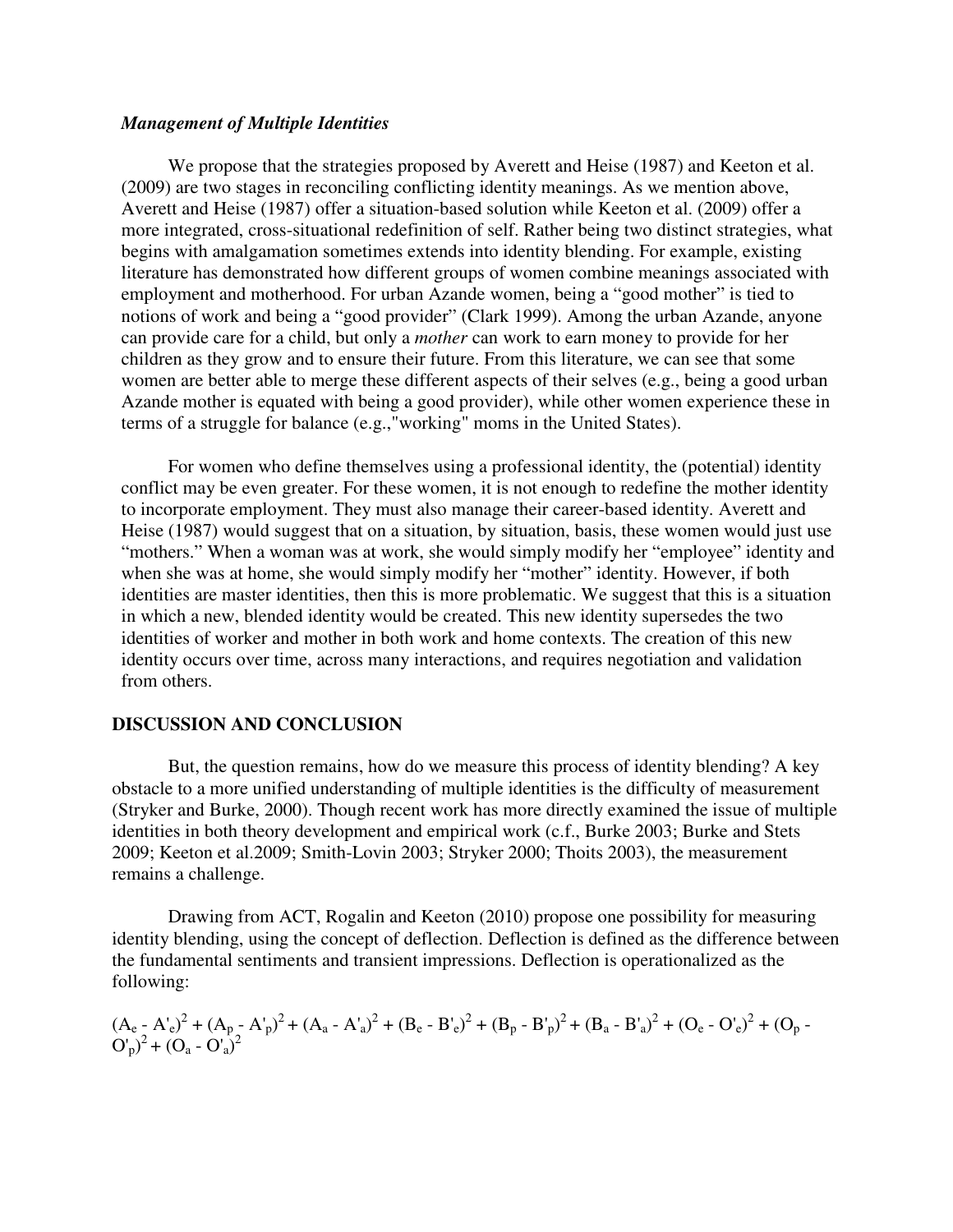### *Management of Multiple Identities*

We propose that the strategies proposed by Averett and Heise (1987) and Keeton et al. (2009) are two stages in reconciling conflicting identity meanings. As we mention above, Averett and Heise (1987) offer a situation-based solution while Keeton et al. (2009) offer a more integrated, cross-situational redefinition of self. Rather being two distinct strategies, what begins with amalgamation sometimes extends into identity blending. For example, existing literature has demonstrated how different groups of women combine meanings associated with employment and motherhood. For urban Azande women, being a "good mother" is tied to notions of work and being a "good provider" (Clark 1999). Among the urban Azande, anyone can provide care for a child, but only a *mother* can work to earn money to provide for her children as they grow and to ensure their future. From this literature, we can see that some women are better able to merge these different aspects of their selves (e.g., being a good urban Azande mother is equated with being a good provider), while other women experience these in terms of a struggle for balance (e.g.,"working" moms in the United States).

For women who define themselves using a professional identity, the (potential) identity conflict may be even greater. For these women, it is not enough to redefine the mother identity to incorporate employment. They must also manage their career-based identity. Averett and Heise (1987) would suggest that on a situation, by situation, basis, these women would just use "mothers." When a woman was at work, she would simply modify her "employee" identity and when she was at home, she would simply modify her "mother" identity. However, if both identities are master identities, then this is more problematic. We suggest that this is a situation in which a new, blended identity would be created. This new identity supersedes the two identities of worker and mother in both work and home contexts. The creation of this new identity occurs over time, across many interactions, and requires negotiation and validation from others.

## DISCUSSION AND CONCLUSION

But, the question remains, how do we measure this process of identity blending? A key obstacle to a more unified understanding of multiple identities is the difficulty of measurement (Stryker and Burke, 2000). Though recent work has more directly examined the issue of multiple identities in both theory development and empirical work (c.f., Burke 2003; Burke and Stets 2009; Keeton et al.2009; Smith-Lovin 2003; Stryker 2000; Thoits 2003), the measurement remains a challenge.

Drawing from ACT, Rogalin and Keeton (2010) propose one possibility for measuring identity blending, using the concept of deflection. Deflection is defined as the difference between the fundamental sentiments and transient impressions. Deflection is operationalized as the following:

$$(A_e - A'_e)^2 + (A_p - A'_p)^2 + (A_a - A'_a)^2 + (B_e - B'_e)^2 + (B_p - B'_p)^2 + (B_a - B'_a)^2 + (O_e - O'_e)^2 + (O_p - O'_p)^2 + (O_a - O'_a)^2$$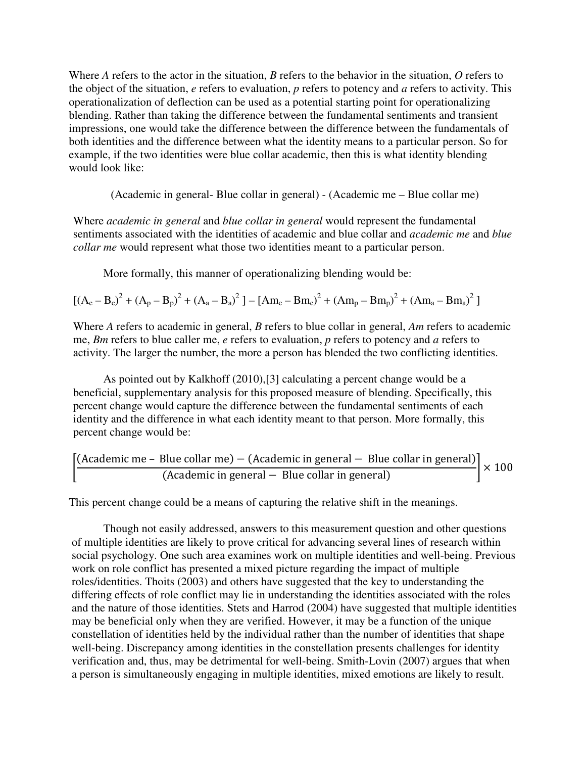Where *A* refers to the actor in the situation, *B* refers to the behavior in the situation, *O* refers to the object of the situation, *e* refers to evaluation, *p* refers to potency and *a* refers to activity. This operationalization of deflection can be used as a potential starting point for operationalizing blending. Rather than taking the difference between the fundamental sentiments and transient impressions, one would take the difference between the difference between the fundamentals of both identities and the difference between what the identity means to a particular person. So for example, if the two identities were blue collar academic, then this is what identity blending would look like:

(Academic in general- Blue collar in general) - (Academic me – Blue collar me)

Where *academic in general* and *blue collar in general* would represent the fundamental sentiments associated with the identities of academic and blue collar and *academic me* and *blue collar me* would represent what those two identities meant to a particular person.

More formally, this manner of operationalizing blending would be:

$$[(A_e - B_e)^2 + (A_p - B_p)^2 + (A_a - B_a)^2 ] - [Am_e - Bm_e)^2 + (Am_p - Bm_p)^2 + (Am_a - Bm_a)^2 ]$$

Where *A* refers to academic in general, *B* refers to blue collar in general, *Am* refers to academic me, *Bm* refers to blue caller me, *e* refers to evaluation, *p* refers to potency and *a* refers to activity. The larger the number, the more a person has blended the two conflicting identities.

As pointed out by Kalkhoff (2010),[3] calculating a percent change would be a beneficial, supplementary analysis for this proposed measure of blending. Specifically, this percent change would capture the difference between the fundamental sentiments of each identity and the difference in what each identity meant to that person. More formally, this percent change would be:

$$\left[\frac{(\text{Academic me} - \text{Blue collar me}) - (\text{Academic in general} - \text{Blue collar in general})}{(\text{Academic in general} - \text{Blue collar in general})}\right] \times 100$$

This percent change could be a means of capturing the relative shift in the meanings.

Though not easily addressed, answers to this measurement question and other questions of multiple identities are likely to prove critical for advancing several lines of research within social psychology. One such area examines work on multiple identities and well-being. Previous work on role conflict has presented a mixed picture regarding the impact of multiple roles/identities. Thoits (2003) and others have suggested that the key to understanding the differing effects of role conflict may lie in understanding the identities associated with the roles and the nature of those identities. Stets and Harrod (2004) have suggested that multiple identities may be beneficial only when they are verified. However, it may be a function of the unique constellation of identities held by the individual rather than the number of identities that shape well-being. Discrepancy among identities in the constellation presents challenges for identity verification and, thus, may be detrimental for well-being. Smith-Lovin (2007) argues that when a person is simultaneously engaging in multiple identities, mixed emotions are likely to result.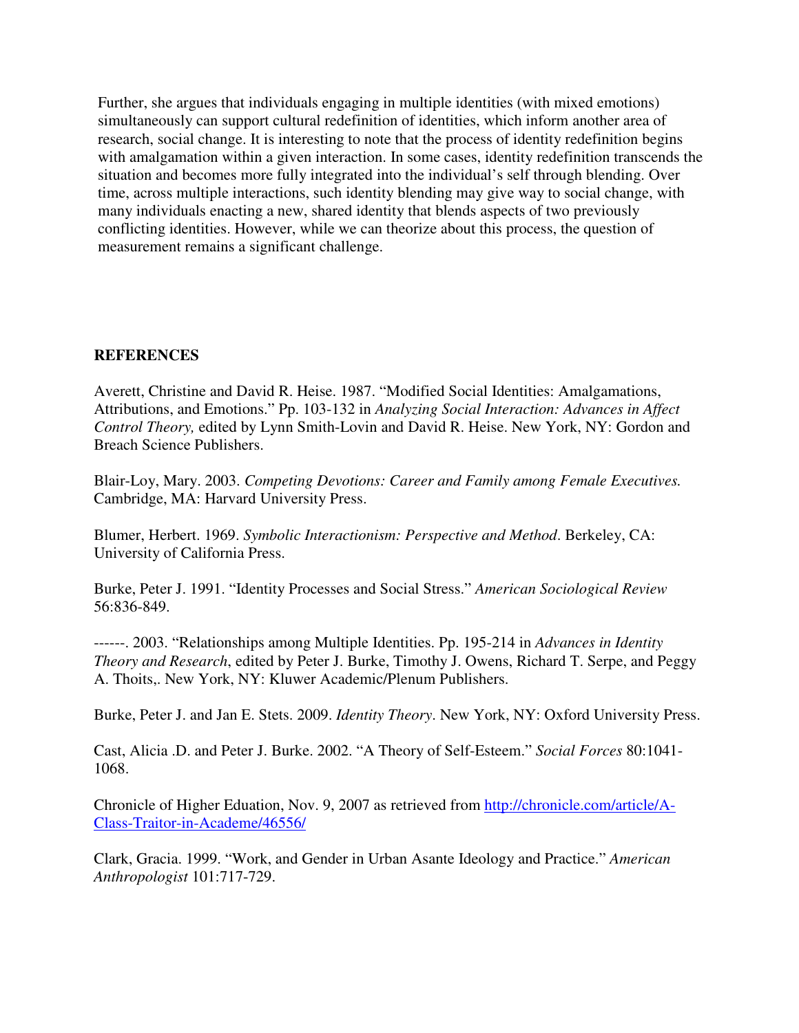Further, she argues that individuals engaging in multiple identities (with mixed emotions) simultaneously can support cultural redefinition of identities, which inform another area of research, social change. It is interesting to note that the process of identity redefinition begins with amalgamation within a given interaction. In some cases, identity redefinition transcends the situation and becomes more fully integrated into the individual's self through blending. Over time, across multiple interactions, such identity blending may give way to social change, with many individuals enacting a new, shared identity that blends aspects of two previously conflicting identities. However, while we can theorize about this process, the question of measurement remains a significant challenge.

## REFERENCES

Averett, Christine and David R. Heise. 1987. "Modified Social Identities: Amalgamations, Attributions, and Emotions." Pp. 103-132 in *Analyzing Social Interaction: Advances in Affect Control Theory,* edited by Lynn Smith-Lovin and David R. Heise. New York, NY: Gordon and Breach Science Publishers.

Blair-Loy, Mary. 2003. *Competing Devotions: Career and Family among Female Executives.* Cambridge, MA: Harvard University Press.

Blumer, Herbert. 1969. *Symbolic Interactionism: Perspective and Method*. Berkeley, CA: University of California Press.

Burke, Peter J. 1991. "Identity Processes and Social Stress." *American Sociological Review* 56:836-849.

------. 2003. "Relationships among Multiple Identities. Pp. 195-214 in *Advances in Identity Theory and Research*, edited by Peter J. Burke, Timothy J. Owens, Richard T. Serpe, and Peggy A. Thoits,. New York, NY: Kluwer Academic/Plenum Publishers.

Burke, Peter J. and Jan E. Stets. 2009. *Identity Theory*. New York, NY: Oxford University Press.

Cast, Alicia .D. and Peter J. Burke. 2002. "A Theory of Self-Esteem." *Social Forces* 80:1041-1068.

Chronicle of Higher Eduation, Nov. 9, 2007 as retrieved from http://chronicle.com/article/A-Class-Traitor-in-Academe/46556/

Clark, Gracia. 1999. "Work, and Gender in Urban Asante Ideology and Practice." *American Anthropologist* 101:717-729.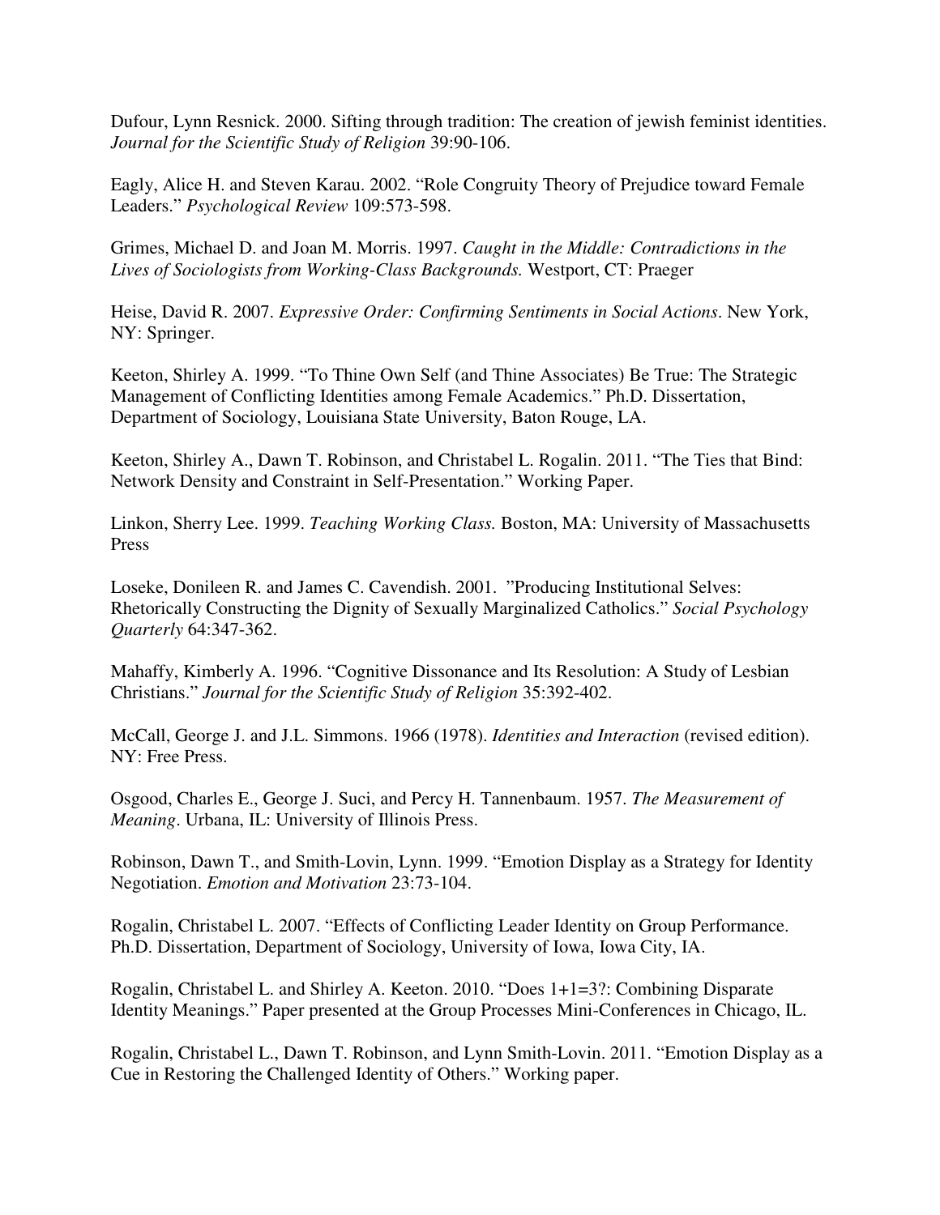Dufour, Lynn Resnick. 2000. Sifting through tradition: The creation of jewish feminist identities. *Journal for the Scientific Study of Religion* 39:90-106.

Eagly, Alice H. and Steven Karau. 2002. "Role Congruity Theory of Prejudice toward Female Leaders." *Psychological Review* 109:573-598.

Grimes, Michael D. and Joan M. Morris. 1997. *Caught in the Middle: Contradictions in the Lives of Sociologists from Working-Class Backgrounds.* Westport, CT: Praeger

Heise, David R. 2007. *Expressive Order: Confirming Sentiments in Social Actions*. New York, NY: Springer.

Keeton, Shirley A. 1999. "To Thine Own Self (and Thine Associates) Be True: The Strategic Management of Conflicting Identities among Female Academics." Ph.D. Dissertation, Department of Sociology, Louisiana State University, Baton Rouge, LA.

Keeton, Shirley A., Dawn T. Robinson, and Christabel L. Rogalin. 2011. "The Ties that Bind: Network Density and Constraint in Self-Presentation." Working Paper.

Linkon, Sherry Lee. 1999. *Teaching Working Class.* Boston, MA: University of Massachusetts Press

Loseke, Donileen R. and James C. Cavendish. 2001. "Producing Institutional Selves: Rhetorically Constructing the Dignity of Sexually Marginalized Catholics." *Social Psychology Quarterly* 64:347-362.

Mahaffy, Kimberly A. 1996. "Cognitive Dissonance and Its Resolution: A Study of Lesbian Christians." *Journal for the Scientific Study of Religion* 35:392-402.

McCall, George J. and J.L. Simmons. 1966 (1978). *Identities and Interaction* (revised edition). NY: Free Press.

Osgood, Charles E., George J. Suci, and Percy H. Tannenbaum. 1957. *The Measurement of Meaning*. Urbana, IL: University of Illinois Press.

Robinson, Dawn T., and Smith-Lovin, Lynn. 1999. "Emotion Display as a Strategy for Identity Negotiation. *Emotion and Motivation* 23:73-104.

Rogalin, Christabel L. 2007. "Effects of Conflicting Leader Identity on Group Performance. Ph.D. Dissertation, Department of Sociology, University of Iowa, Iowa City, IA.

Rogalin, Christabel L. and Shirley A. Keeton. 2010. "Does 1+1=3?: Combining Disparate Identity Meanings." Paper presented at the Group Processes Mini-Conferences in Chicago, IL.

Rogalin, Christabel L., Dawn T. Robinson, and Lynn Smith-Lovin. 2011. "Emotion Display as a Cue in Restoring the Challenged Identity of Others." Working paper.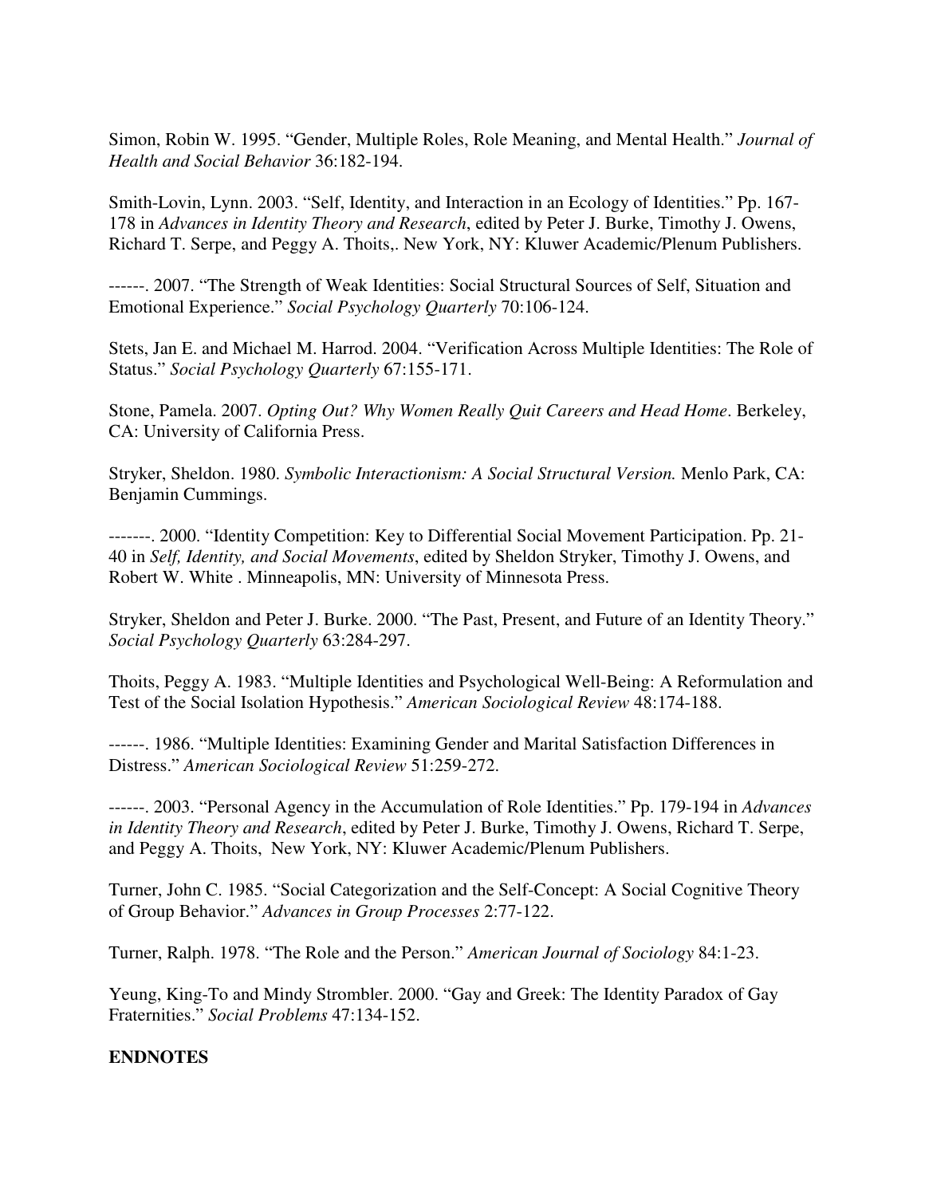Simon, Robin W. 1995. "Gender, Multiple Roles, Role Meaning, and Mental Health." *Journal of Health and Social Behavior* 36:182-194.

Smith-Lovin, Lynn. 2003. "Self, Identity, and Interaction in an Ecology of Identities." Pp. 167-178 in *Advances in Identity Theory and Research*, edited by Peter J. Burke, Timothy J. Owens, Richard T. Serpe, and Peggy A. Thoits,. New York, NY: Kluwer Academic/Plenum Publishers.

------. 2007. "The Strength of Weak Identities: Social Structural Sources of Self, Situation and Emotional Experience." *Social Psychology Quarterly* 70:106-124.

Stets, Jan E. and Michael M. Harrod. 2004. "Verification Across Multiple Identities: The Role of Status." *Social Psychology Quarterly* 67:155-171.

Stone, Pamela. 2007. *Opting Out? Why Women Really Quit Careers and Head Home*. Berkeley, CA: University of California Press.

Stryker, Sheldon. 1980. *Symbolic Interactionism: A Social Structural Version.* Menlo Park, CA: Benjamin Cummings.

-------. 2000. "Identity Competition: Key to Differential Social Movement Participation. Pp. 21-40 in *Self, Identity, and Social Movements*, edited by Sheldon Stryker, Timothy J. Owens, and Robert W. White . Minneapolis, MN: University of Minnesota Press.

Stryker, Sheldon and Peter J. Burke. 2000. "The Past, Present, and Future of an Identity Theory." *Social Psychology Quarterly* 63:284-297.

Thoits, Peggy A. 1983. "Multiple Identities and Psychological Well-Being: A Reformulation and Test of the Social Isolation Hypothesis." *American Sociological Review* 48:174-188.

------. 1986. "Multiple Identities: Examining Gender and Marital Satisfaction Differences in Distress." *American Sociological Review* 51:259-272.

------. 2003. "Personal Agency in the Accumulation of Role Identities." Pp. 179-194 in *Advances in Identity Theory and Research*, edited by Peter J. Burke, Timothy J. Owens, Richard T. Serpe, and Peggy A. Thoits, New York, NY: Kluwer Academic/Plenum Publishers.

Turner, John C. 1985. "Social Categorization and the Self-Concept: A Social Cognitive Theory of Group Behavior." *Advances in Group Processes* 2:77-122.

Turner, Ralph. 1978. "The Role and the Person." *American Journal of Sociology* 84:1-23.

Yeung, King-To and Mindy Strombler. 2000. "Gay and Greek: The Identity Paradox of Gay Fraternities." *Social Problems* 47:134-152.

**ENDNOTES**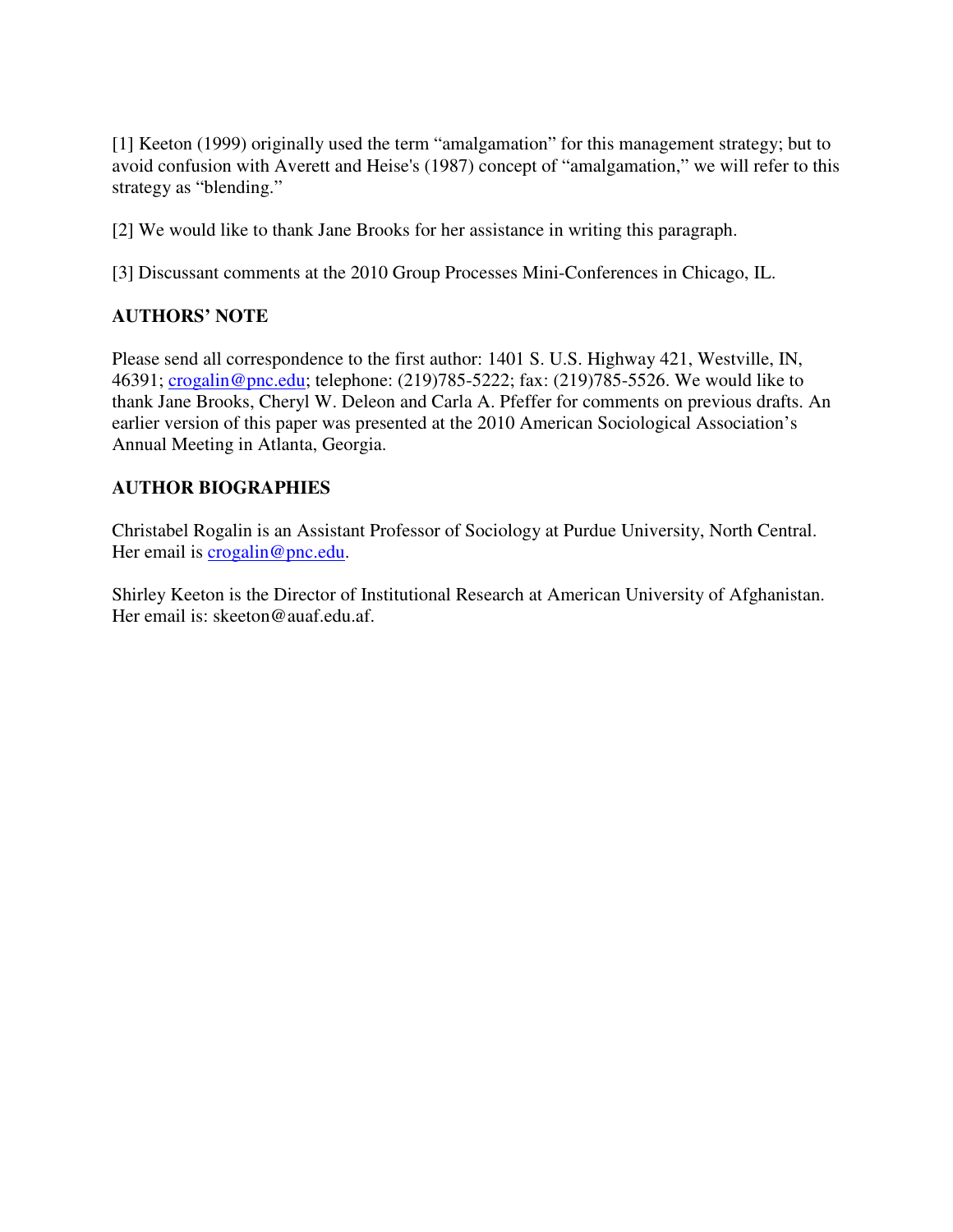[1] Keeton (1999) originally used the term "amalgamation" for this management strategy; but to avoid confusion with Averett and Heise's (1987) concept of "amalgamation," we will refer to this strategy as "blending."

[2] We would like to thank Jane Brooks for her assistance in writing this paragraph.

[3] Discussant comments at the 2010 Group Processes Mini-Conferences in Chicago, IL.

## AUTHORS' NOTE

Please send all correspondence to the first author: 1401 S. U.S. Highway 421, Westville, IN, 46391; crogalin@pnc.edu; telephone: (219)785-5222; fax: (219)785-5526. We would like to thank Jane Brooks, Cheryl W. Deleon and Carla A. Pfeffer for comments on previous drafts. An earlier version of this paper was presented at the 2010 American Sociological Association's Annual Meeting in Atlanta, Georgia.

## AUTHOR BIOGRAPHIES

Christabel Rogalin is an Assistant Professor of Sociology at Purdue University, North Central. Her email is crogalin@pnc.edu.

Shirley Keeton is the Director of Institutional Research at American University of Afghanistan. Her email is: skeeton@auaf.edu.af.